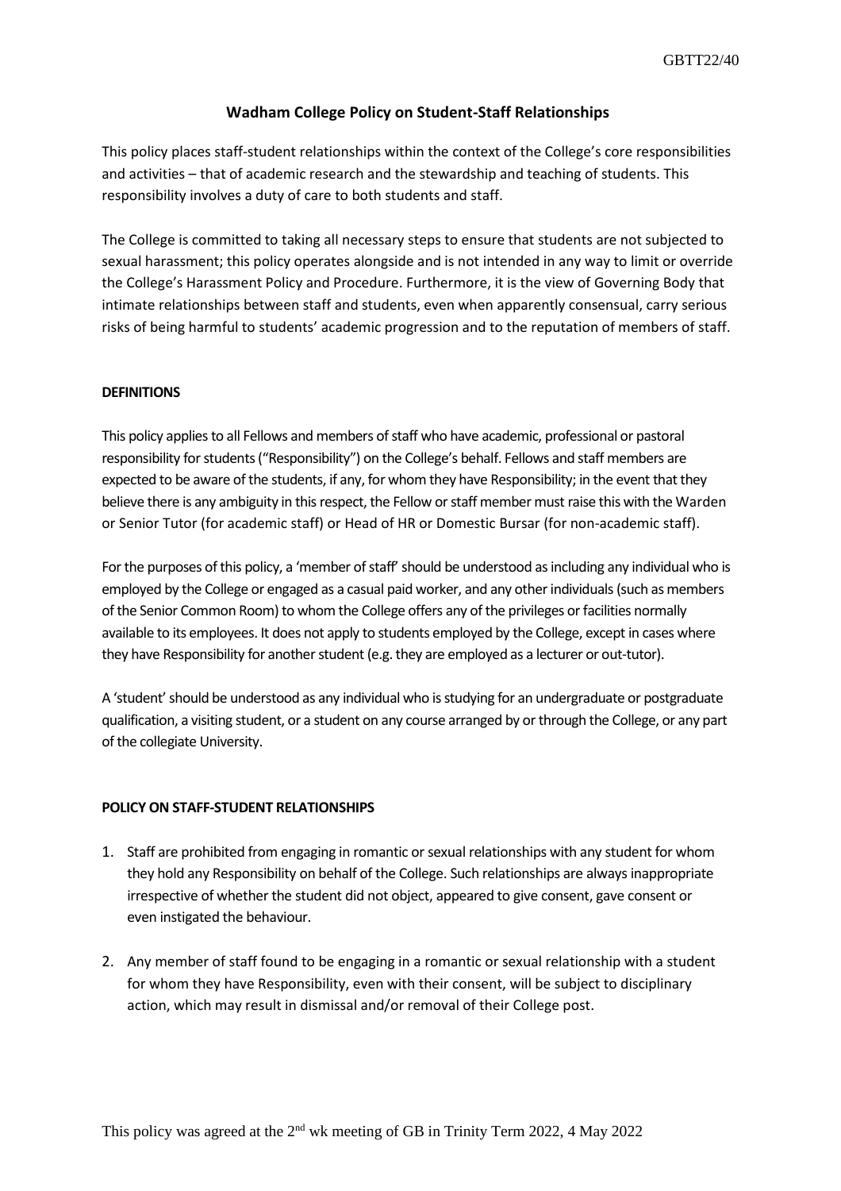# Wadham College Policy on Student-Staff Relationships

This policy places staff-student relationships within the context of the College's core responsibilities and activities – that of academic research and the stewardship and teaching of students. This responsibility involves a duty of care to both students and staff.

The College is committed to taking all necessary steps to ensure that students are not subjected to sexual harassment; this policy operates alongside and is not intended in any way to limit or override the College's Harassment Policy and Procedure. Furthermore, it is the view of Governing Body that intimate relationships between staff and students, even when apparently consensual, carry serious risks of being harmful to students' academic progression and to the reputation of members of staff.

## DEFINITIONS

This policy applies to all Fellows and members of staff who have academic, professional or pastoral responsibility for students ("Responsibility") on the College's behalf. Fellows and staff members are expected to be aware of the students, if any, for whom they have Responsibility; in the event that they believe there is any ambiguity in this respect, the Fellow or staff member must raise this with the Warden or Senior Tutor (for academic staff) or Head of HR or Domestic Bursar (for non-academic staff).

For the purposes of this policy, a 'member of staff' should be understood as including any individual who is employed by the College or engaged as a casual paid worker, and any other individuals (such as members of the Senior Common Room) to whom the College offers any of the privileges or facilities normally available to its employees. It does not apply to students employed by the College, except in cases where they have Responsibility for another student (e.g. they are employed as a lecturer or out-tutor).

A 'student' should be understood as any individual who is studying for an undergraduate or postgraduate qualification, a visiting student, or a student on any course arranged by or through the College, or any part of the collegiate University.

## POLICY ON STAFF-STUDENT RELATIONSHIPS

1. Staff are prohibited from engaging in romantic or sexual relationships with any student for whom they hold any Responsibility on behalf of the College. Such relationships are always inappropriate irrespective of whether the student did not object, appeared to give consent, gave consent or even instigated the behaviour.

2. Any member of staff found to be engaging in a romantic or sexual relationship with a student for whom they have Responsibility, even with their consent, will be subject to disciplinary action, which may result in dismissal and/or removal of their College post.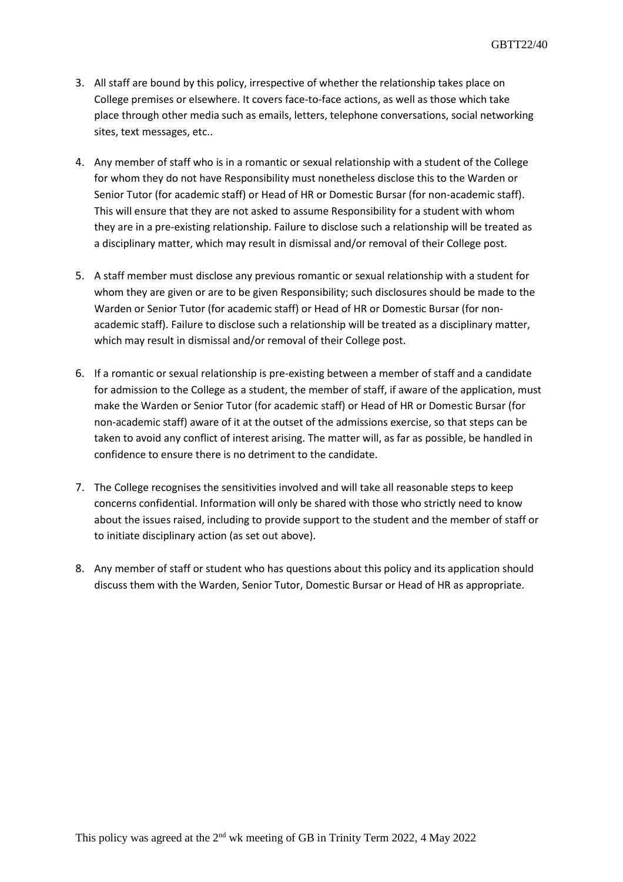3. All staff are bound by this policy, irrespective of whether the relationship takes place on College premises or elsewhere. It covers face-to-face actions, as well as those which take place through other media such as emails, letters, telephone conversations, social networking sites, text messages, etc..

4. Any member of staff who is in a romantic or sexual relationship with a student of the College for whom they do not have Responsibility must nonetheless disclose this to the Warden or Senior Tutor (for academic staff) or Head of HR or Domestic Bursar (for non-academic staff). This will ensure that they are not asked to assume Responsibility for a student with whom they are in a pre-existing relationship. Failure to disclose such a relationship will be treated as a disciplinary matter, which may result in dismissal and/or removal of their College post.

5. A staff member must disclose any previous romantic or sexual relationship with a student for whom they are given or are to be given Responsibility; such disclosures should be made to the Warden or Senior Tutor (for academic staff) or Head of HR or Domestic Bursar (for non-academic staff). Failure to disclose such a relationship will be treated as a disciplinary matter, which may result in dismissal and/or removal of their College post.

6. If a romantic or sexual relationship is pre-existing between a member of staff and a candidate for admission to the College as a student, the member of staff, if aware of the application, must make the Warden or Senior Tutor (for academic staff) or Head of HR or Domestic Bursar (for non-academic staff) aware of it at the outset of the admissions exercise, so that steps can be taken to avoid any conflict of interest arising. The matter will, as far as possible, be handled in confidence to ensure there is no detriment to the candidate.

7. The College recognises the sensitivities involved and will take all reasonable steps to keep concerns confidential. Information will only be shared with those who strictly need to know about the issues raised, including to provide support to the student and the member of staff or to initiate disciplinary action (as set out above).

8. Any member of staff or student who has questions about this policy and its application should discuss them with the Warden, Senior Tutor, Domestic Bursar or Head of HR as appropriate.

This policy was agreed at the 2nd wk meeting of GB in Trinity Term 2022, 4 May 2022